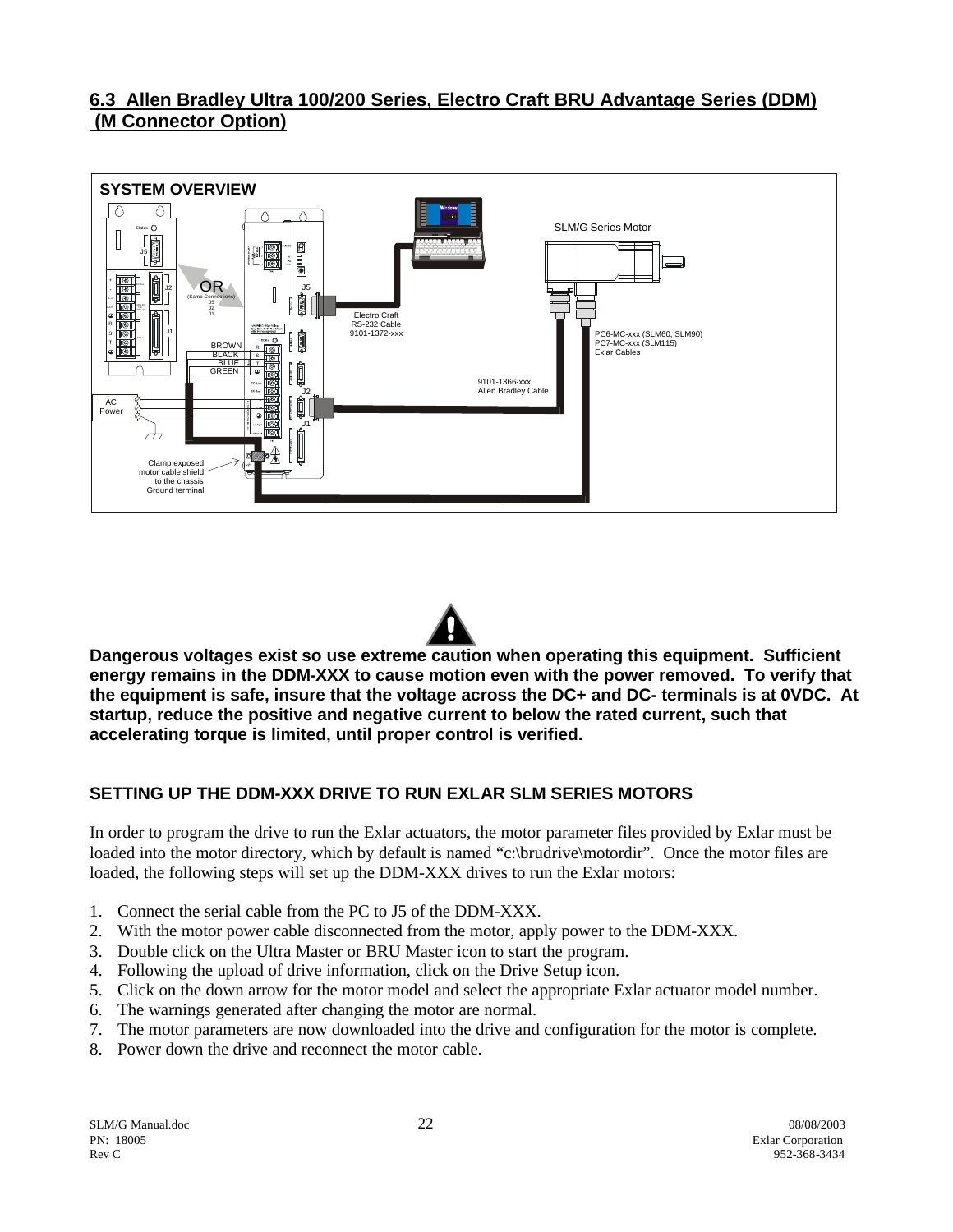## 6.3 Allen Bradley Ultra 100/200 Series, Electro Craft BRU Advantage Series (DDM) (M Connector Option)

SYSTEM OVERVIEW

**Dangerous voltages exist so use extreme caution when operating this equipment. Sufficient energy remains in the DDM-XXX to cause motion even with the power removed. To verify that the equipment is safe, insure that the voltage across the DC+ and DC- terminals is at 0VDC. At startup, reduce the positive and negative current to below the rated current, such that accelerating torque is limited, until proper control is verified.**

### SETTING UP THE DDM-XXX DRIVE TO RUN EXLAR SLM SERIES MOTORS

In order to program the drive to run the Exlar actuators, the motor parameter files provided by Exlar must be loaded into the motor directory, which by default is named "c:\brudrive\motordir". Once the motor files are loaded, the following steps will set up the DDM-XXX drives to run the Exlar motors:

1. Connect the serial cable from the PC to J5 of the DDM-XXX.
2. With the motor power cable disconnected from the motor, apply power to the DDM-XXX.
3. Double click on the Ultra Master or BRU Master icon to start the program.
4. Following the upload of drive information, click on the Drive Setup icon.
5. Click on the down arrow for the motor model and select the appropriate Exlar actuator model number.
6. The warnings generated after changing the motor are normal.
7. The motor parameters are now downloaded into the drive and configuration for the motor is complete.
8. Power down the drive and reconnect the motor cable.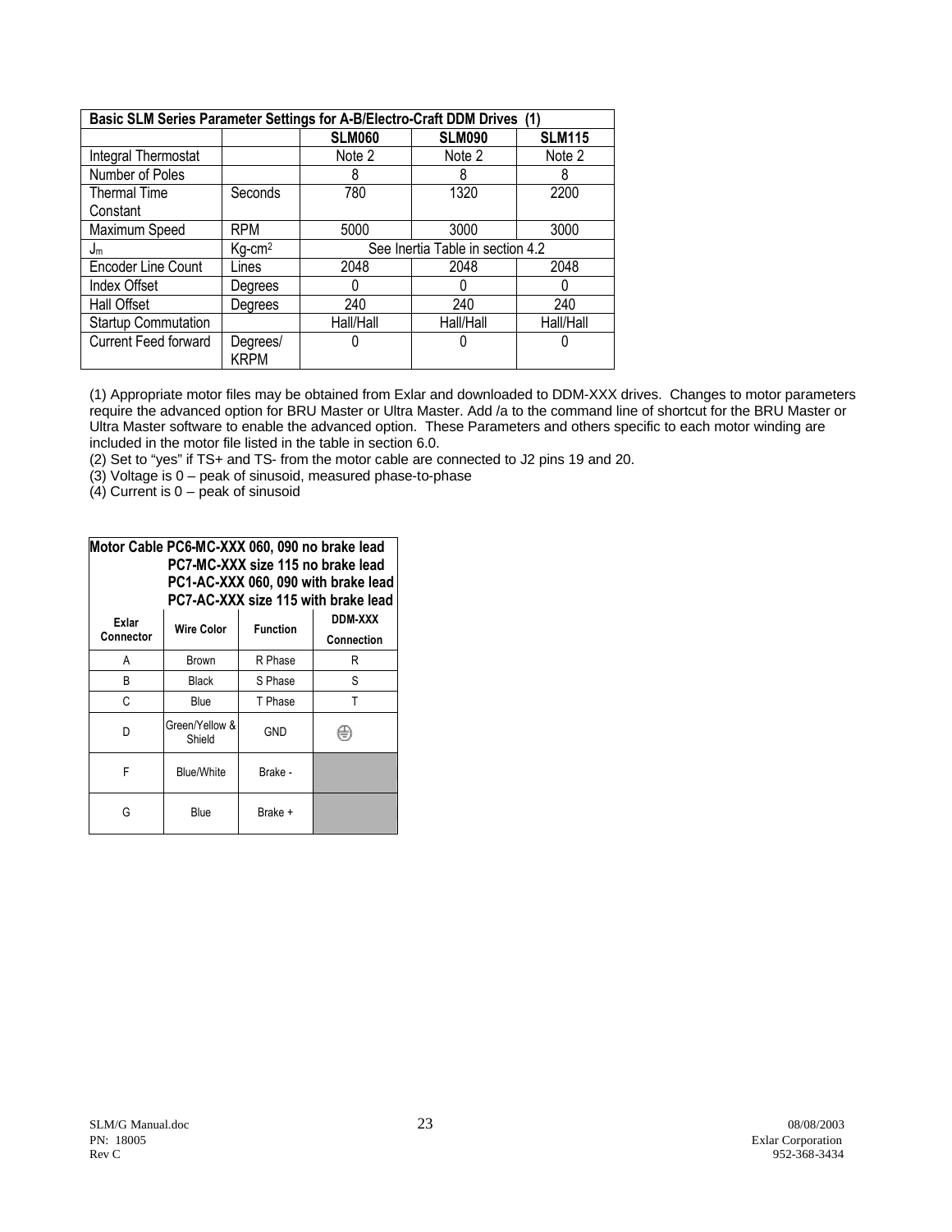| Basic SLM Series Parameter Settings for A-B/Electro-Craft DDM Drives (1) | | | | |
|---|---|---|---|---|
| | | **SLM060** | **SLM090** | **SLM115** |
| Integral Thermostat | | Note 2 | Note 2 | Note 2 |
| Number of Poles | | 8 | 8 | 8 |
| Thermal Time Constant | Seconds | 780 | 1320 | 2200 |
| Maximum Speed | RPM | 5000 | 3000 | 3000 |
| $J_m$ | Kg-cm$^2$ | See Inertia Table in section 4.2 | | |
| Encoder Line Count | Lines | 2048 | 2048 | 2048 |
| Index Offset | Degrees | 0 | 0 | 0 |
| Hall Offset | Degrees | 240 | 240 | 240 |
| Startup Commutation | | Hall/Hall | Hall/Hall | Hall/Hall |
| Current Feed forward | Degrees/ KRPM | 0 | 0 | 0 |

(1) Appropriate motor files may be obtained from Exlar and downloaded to DDM-XXX drives. Changes to motor parameters require the advanced option for BRU Master or Ultra Master. Add /a to the command line of shortcut for the BRU Master or Ultra Master software to enable the advanced option. These Parameters and others specific to each motor winding are included in the motor file listed in the table in section 6.0.
(2) Set to "yes" if TS+ and TS- from the motor cable are connected to J2 pins 19 and 20.
(3) Voltage is 0 – peak of sinusoid, measured phase-to-phase
(4) Current is 0 – peak of sinusoid

**Motor Cable PC6-MC-XXX 060, 090 no brake lead**
**PC7-MC-XXX size 115 no brake lead**
**PC1-AC-XXX 060, 090 with brake lead**
**PC7-AC-XXX size 115 with brake lead**

| Exlar Connector | Wire Color | Function | DDM-XXX Connection |
|---|---|---|---|
| A | Brown | R Phase | R |
| B | Black | S Phase | S |
| C | Blue | T Phase | T |
| D | Green/Yellow & Shield | GND | ⏚ |
| F | Blue/White | Brake - | |
| G | Blue | Brake + | |